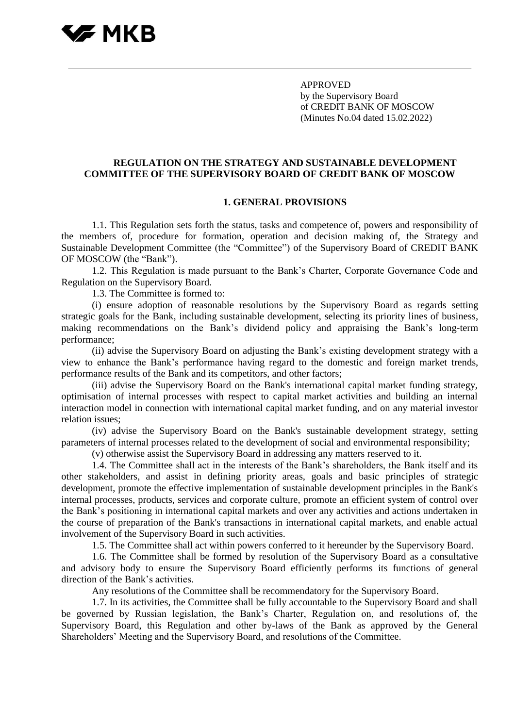APPROVED
by the Supervisory Board
of CREDIT BANK OF MOSCOW
(Minutes No.04 dated 15.02.2022)

# REGULATION ON THE STRATEGY AND SUSTAINABLE DEVELOPMENT COMMITTEE OF THE SUPERVISORY BOARD OF CREDIT BANK OF MOSCOW

## 1. GENERAL PROVISIONS

1.1. This Regulation sets forth the status, tasks and competence of, powers and responsibility of the members of, procedure for formation, operation and decision making of, the Strategy and Sustainable Development Committee (the "Committee") of the Supervisory Board of CREDIT BANK OF MOSCOW (the "Bank").

1.2. This Regulation is made pursuant to the Bank's Charter, Corporate Governance Code and Regulation on the Supervisory Board.

1.3. The Committee is formed to:

(i) ensure adoption of reasonable resolutions by the Supervisory Board as regards setting strategic goals for the Bank, including sustainable development, selecting its priority lines of business, making recommendations on the Bank's dividend policy and appraising the Bank's long-term performance;

(ii) advise the Supervisory Board on adjusting the Bank's existing development strategy with a view to enhance the Bank's performance having regard to the domestic and foreign market trends, performance results of the Bank and its competitors, and other factors;

(iii) advise the Supervisory Board on the Bank's international capital market funding strategy, optimisation of internal processes with respect to capital market activities and building an internal interaction model in connection with international capital market funding, and on any material investor relation issues;

(iv) advise the Supervisory Board on the Bank's sustainable development strategy, setting parameters of internal processes related to the development of social and environmental responsibility;

(v) otherwise assist the Supervisory Board in addressing any matters reserved to it.

1.4. The Committee shall act in the interests of the Bank's shareholders, the Bank itself and its other stakeholders, and assist in defining priority areas, goals and basic principles of strategic development, promote the effective implementation of sustainable development principles in the Bank's internal processes, products, services and corporate culture, promote an efficient system of control over the Bank's positioning in international capital markets and over any activities and actions undertaken in the course of preparation of the Bank's transactions in international capital markets, and enable actual involvement of the Supervisory Board in such activities.

1.5. The Committee shall act within powers conferred to it hereunder by the Supervisory Board.

1.6. The Committee shall be formed by resolution of the Supervisory Board as a consultative and advisory body to ensure the Supervisory Board efficiently performs its functions of general direction of the Bank's activities.

Any resolutions of the Committee shall be recommendatory for the Supervisory Board.

1.7. In its activities, the Committee shall be fully accountable to the Supervisory Board and shall be governed by Russian legislation, the Bank's Charter, Regulation on, and resolutions of, the Supervisory Board, this Regulation and other by-laws of the Bank as approved by the General Shareholders' Meeting and the Supervisory Board, and resolutions of the Committee.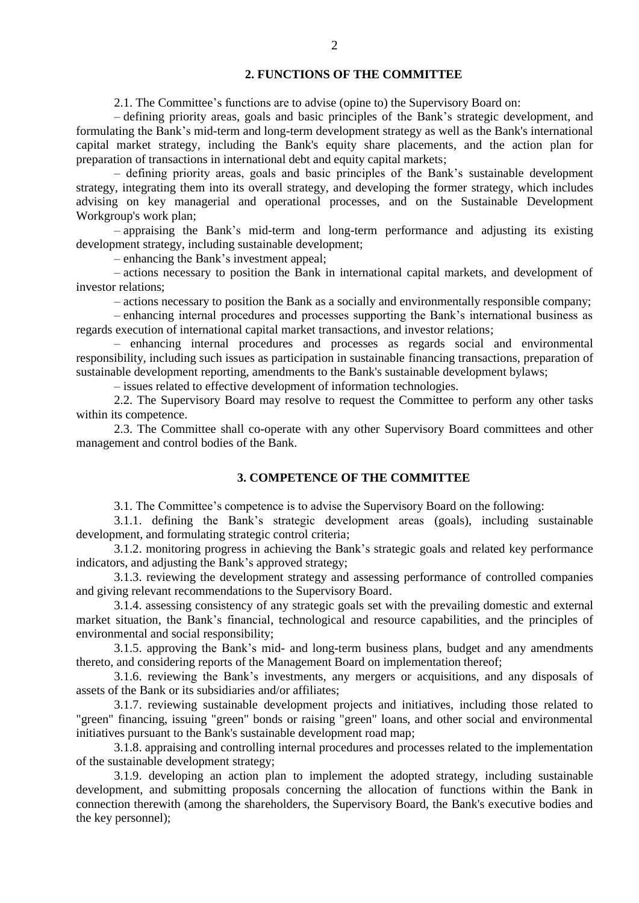## 2. FUNCTIONS OF THE COMMITTEE

2.1. The Committee's functions are to advise (opine to) the Supervisory Board on:

– defining priority areas, goals and basic principles of the Bank's strategic development, and formulating the Bank's mid-term and long-term development strategy as well as the Bank's international capital market strategy, including the Bank's equity share placements, and the action plan for preparation of transactions in international debt and equity capital markets;

– defining priority areas, goals and basic principles of the Bank's sustainable development strategy, integrating them into its overall strategy, and developing the former strategy, which includes advising on key managerial and operational processes, and on the Sustainable Development Workgroup's work plan;

– appraising the Bank's mid-term and long-term performance and adjusting its existing development strategy, including sustainable development;

– enhancing the Bank's investment appeal;

– actions necessary to position the Bank in international capital markets, and development of investor relations;

– actions necessary to position the Bank as a socially and environmentally responsible company;

– enhancing internal procedures and processes supporting the Bank's international business as regards execution of international capital market transactions, and investor relations;

– enhancing internal procedures and processes as regards social and environmental responsibility, including such issues as participation in sustainable financing transactions, preparation of sustainable development reporting, amendments to the Bank's sustainable development bylaws;

– issues related to effective development of information technologies.

2.2. The Supervisory Board may resolve to request the Committee to perform any other tasks within its competence.

2.3. The Committee shall co-operate with any other Supervisory Board committees and other management and control bodies of the Bank.

## 3. COMPETENCE OF THE COMMITTEE

3.1. The Committee's competence is to advise the Supervisory Board on the following:

3.1.1. defining the Bank's strategic development areas (goals), including sustainable development, and formulating strategic control criteria;

3.1.2. monitoring progress in achieving the Bank's strategic goals and related key performance indicators, and adjusting the Bank's approved strategy;

3.1.3. reviewing the development strategy and assessing performance of controlled companies and giving relevant recommendations to the Supervisory Board.

3.1.4. assessing consistency of any strategic goals set with the prevailing domestic and external market situation, the Bank's financial, technological and resource capabilities, and the principles of environmental and social responsibility;

3.1.5. approving the Bank's mid- and long-term business plans, budget and any amendments thereto, and considering reports of the Management Board on implementation thereof;

3.1.6. reviewing the Bank's investments, any mergers or acquisitions, and any disposals of assets of the Bank or its subsidiaries and/or affiliates;

3.1.7. reviewing sustainable development projects and initiatives, including those related to "green" financing, issuing "green" bonds or raising "green" loans, and other social and environmental initiatives pursuant to the Bank's sustainable development road map;

3.1.8. appraising and controlling internal procedures and processes related to the implementation of the sustainable development strategy;

3.1.9. developing an action plan to implement the adopted strategy, including sustainable development, and submitting proposals concerning the allocation of functions within the Bank in connection therewith (among the shareholders, the Supervisory Board, the Bank's executive bodies and the key personnel);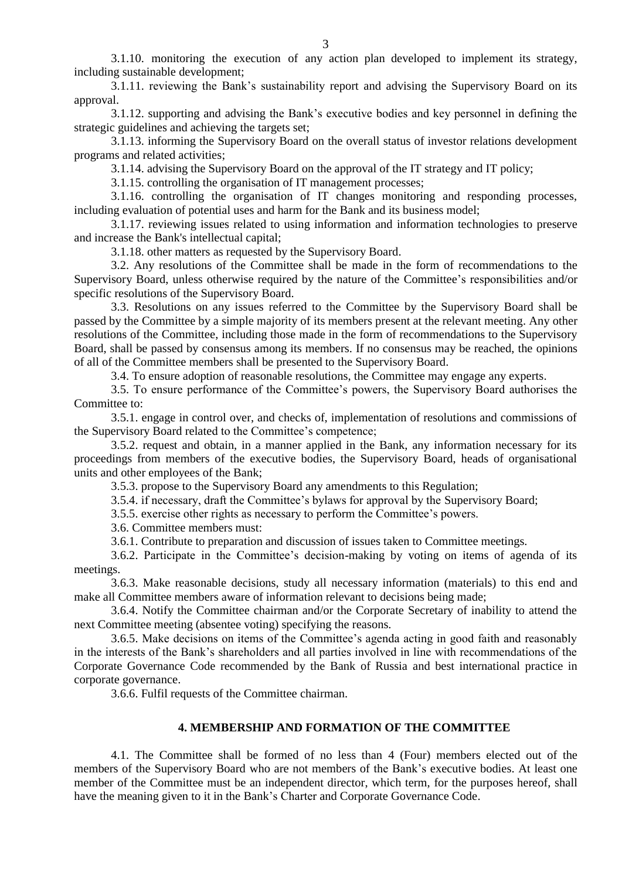3.1.10. monitoring the execution of any action plan developed to implement its strategy, including sustainable development;

3.1.11. reviewing the Bank's sustainability report and advising the Supervisory Board on its approval.

3.1.12. supporting and advising the Bank's executive bodies and key personnel in defining the strategic guidelines and achieving the targets set;

3.1.13. informing the Supervisory Board on the overall status of investor relations development programs and related activities;

3.1.14. advising the Supervisory Board on the approval of the IT strategy and IT policy;

3.1.15. controlling the organisation of IT management processes;

3.1.16. controlling the organisation of IT changes monitoring and responding processes, including evaluation of potential uses and harm for the Bank and its business model;

3.1.17. reviewing issues related to using information and information technologies to preserve and increase the Bank's intellectual capital;

3.1.18. other matters as requested by the Supervisory Board.

3.2. Any resolutions of the Committee shall be made in the form of recommendations to the Supervisory Board, unless otherwise required by the nature of the Committee's responsibilities and/or specific resolutions of the Supervisory Board.

3.3. Resolutions on any issues referred to the Committee by the Supervisory Board shall be passed by the Committee by a simple majority of its members present at the relevant meeting. Any other resolutions of the Committee, including those made in the form of recommendations to the Supervisory Board, shall be passed by consensus among its members. If no consensus may be reached, the opinions of all of the Committee members shall be presented to the Supervisory Board.

3.4. To ensure adoption of reasonable resolutions, the Committee may engage any experts.

3.5. To ensure performance of the Committee's powers, the Supervisory Board authorises the Committee to:

3.5.1. engage in control over, and checks of, implementation of resolutions and commissions of the Supervisory Board related to the Committee's competence;

3.5.2. request and obtain, in a manner applied in the Bank, any information necessary for its proceedings from members of the executive bodies, the Supervisory Board, heads of organisational units and other employees of the Bank;

3.5.3. propose to the Supervisory Board any amendments to this Regulation;

3.5.4. if necessary, draft the Committee's bylaws for approval by the Supervisory Board;

3.5.5. exercise other rights as necessary to perform the Committee's powers.

3.6. Committee members must:

3.6.1. Contribute to preparation and discussion of issues taken to Committee meetings.

3.6.2. Participate in the Committee's decision-making by voting on items of agenda of its meetings.

3.6.3. Make reasonable decisions, study all necessary information (materials) to this end and make all Committee members aware of information relevant to decisions being made;

3.6.4. Notify the Committee chairman and/or the Corporate Secretary of inability to attend the next Committee meeting (absentee voting) specifying the reasons.

3.6.5. Make decisions on items of the Committee's agenda acting in good faith and reasonably in the interests of the Bank's shareholders and all parties involved in line with recommendations of the Corporate Governance Code recommended by the Bank of Russia and best international practice in corporate governance.

3.6.6. Fulfil requests of the Committee chairman.

## 4. MEMBERSHIP AND FORMATION OF THE COMMITTEE

4.1. The Committee shall be formed of no less than 4 (Four) members elected out of the members of the Supervisory Board who are not members of the Bank's executive bodies. At least one member of the Committee must be an independent director, which term, for the purposes hereof, shall have the meaning given to it in the Bank's Charter and Corporate Governance Code.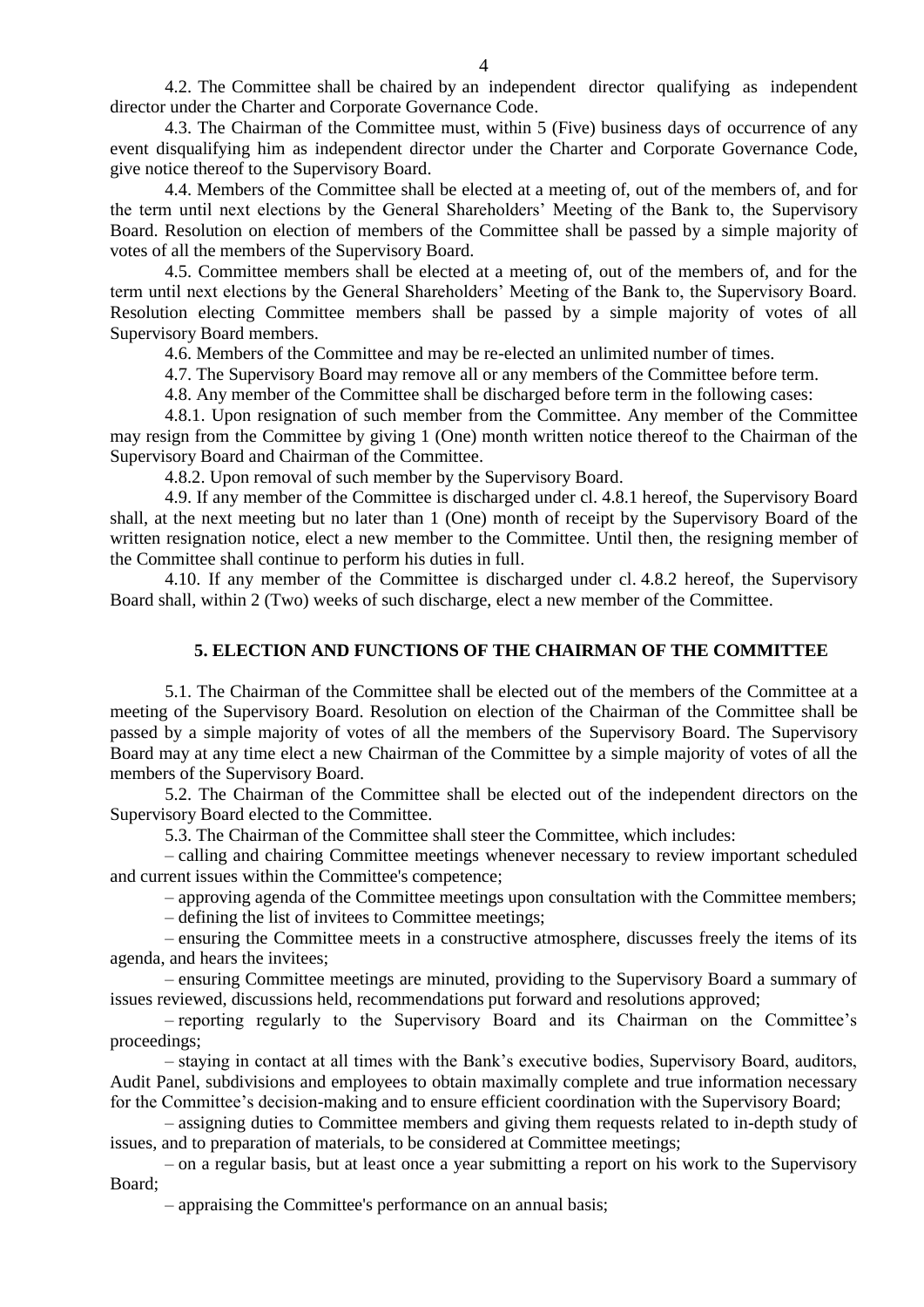4.2. The Committee shall be chaired by an independent director qualifying as independent director under the Charter and Corporate Governance Code.

4.3. The Chairman of the Committee must, within 5 (Five) business days of occurrence of any event disqualifying him as independent director under the Charter and Corporate Governance Code, give notice thereof to the Supervisory Board.

4.4. Members of the Committee shall be elected at a meeting of, out of the members of, and for the term until next elections by the General Shareholders' Meeting of the Bank to, the Supervisory Board. Resolution on election of members of the Committee shall be passed by a simple majority of votes of all the members of the Supervisory Board.

4.5. Committee members shall be elected at a meeting of, out of the members of, and for the term until next elections by the General Shareholders' Meeting of the Bank to, the Supervisory Board. Resolution electing Committee members shall be passed by a simple majority of votes of all Supervisory Board members.

4.6. Members of the Committee and may be re-elected an unlimited number of times.

4.7. The Supervisory Board may remove all or any members of the Committee before term.

4.8. Any member of the Committee shall be discharged before term in the following cases:

4.8.1. Upon resignation of such member from the Committee. Any member of the Committee may resign from the Committee by giving 1 (One) month written notice thereof to the Chairman of the Supervisory Board and Chairman of the Committee.

4.8.2. Upon removal of such member by the Supervisory Board.

4.9. If any member of the Committee is discharged under cl. 4.8.1 hereof, the Supervisory Board shall, at the next meeting but no later than 1 (One) month of receipt by the Supervisory Board of the written resignation notice, elect a new member to the Committee. Until then, the resigning member of the Committee shall continue to perform his duties in full.

4.10. If any member of the Committee is discharged under cl. 4.8.2 hereof, the Supervisory Board shall, within 2 (Two) weeks of such discharge, elect a new member of the Committee.

## 5. ELECTION AND FUNCTIONS OF THE CHAIRMAN OF THE COMMITTEE

5.1. The Chairman of the Committee shall be elected out of the members of the Committee at a meeting of the Supervisory Board. Resolution on election of the Chairman of the Committee shall be passed by a simple majority of votes of all the members of the Supervisory Board. The Supervisory Board may at any time elect a new Chairman of the Committee by a simple majority of votes of all the members of the Supervisory Board.

5.2. The Chairman of the Committee shall be elected out of the independent directors on the Supervisory Board elected to the Committee.

5.3. The Chairman of the Committee shall steer the Committee, which includes:

– calling and chairing Committee meetings whenever necessary to review important scheduled and current issues within the Committee's competence;

– approving agenda of the Committee meetings upon consultation with the Committee members;

– defining the list of invitees to Committee meetings;

– ensuring the Committee meets in a constructive atmosphere, discusses freely the items of its agenda, and hears the invitees;

– ensuring Committee meetings are minuted, providing to the Supervisory Board a summary of issues reviewed, discussions held, recommendations put forward and resolutions approved;

– reporting regularly to the Supervisory Board and its Chairman on the Committee's proceedings;

– staying in contact at all times with the Bank's executive bodies, Supervisory Board, auditors, Audit Panel, subdivisions and employees to obtain maximally complete and true information necessary for the Committee's decision-making and to ensure efficient coordination with the Supervisory Board;

– assigning duties to Committee members and giving them requests related to in-depth study of issues, and to preparation of materials, to be considered at Committee meetings;

– on a regular basis, but at least once a year submitting a report on his work to the Supervisory Board;

– appraising the Committee's performance on an annual basis;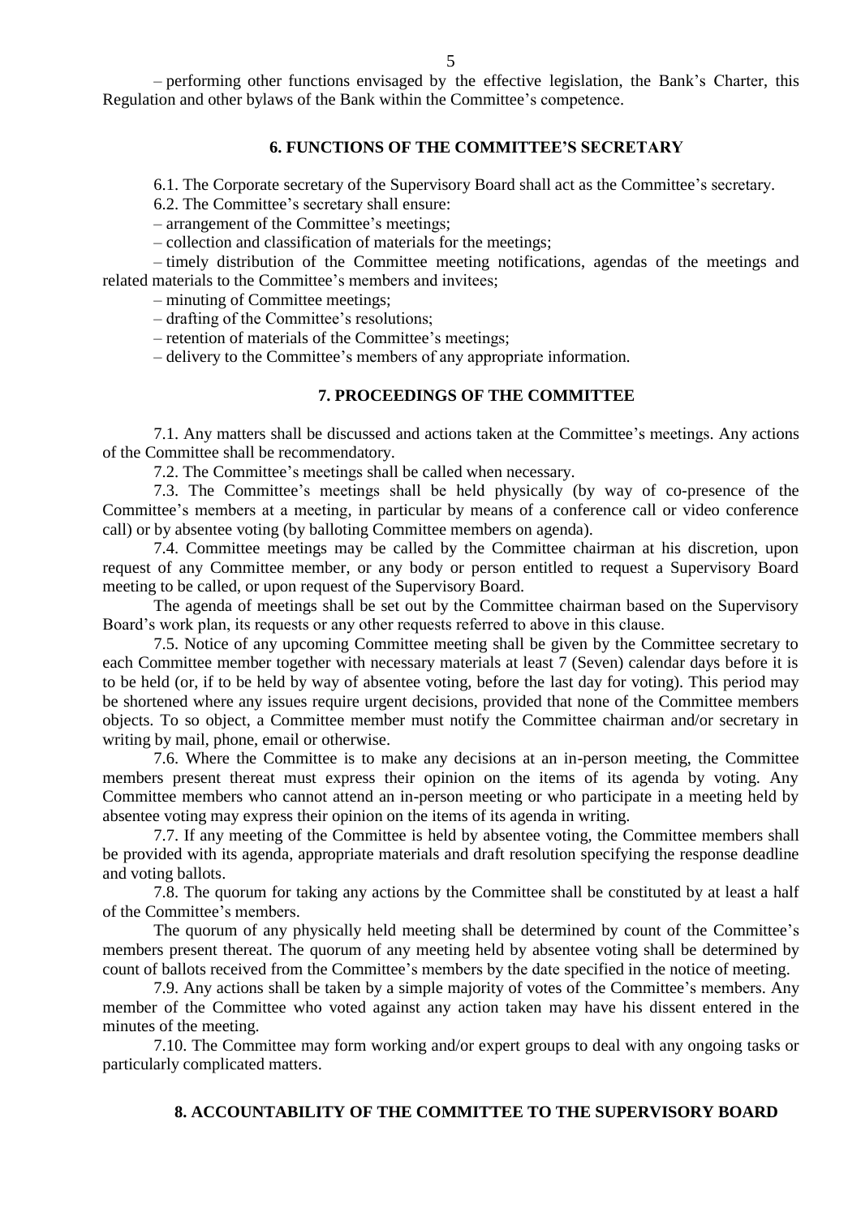– performing other functions envisaged by the effective legislation, the Bank's Charter, this Regulation and other bylaws of the Bank within the Committee's competence.

## 6. FUNCTIONS OF THE COMMITTEE'S SECRETARY

6.1. The Corporate secretary of the Supervisory Board shall act as the Committee's secretary.

6.2. The Committee's secretary shall ensure:

– arrangement of the Committee's meetings;

– collection and classification of materials for the meetings;

– timely distribution of the Committee meeting notifications, agendas of the meetings and related materials to the Committee's members and invitees;

– minuting of Committee meetings;

– drafting of the Committee's resolutions;

– retention of materials of the Committee's meetings;

– delivery to the Committee's members of any appropriate information.

## 7. PROCEEDINGS OF THE COMMITTEE

7.1. Any matters shall be discussed and actions taken at the Committee's meetings. Any actions of the Committee shall be recommendatory.

7.2. The Committee's meetings shall be called when necessary.

7.3. The Committee's meetings shall be held physically (by way of co-presence of the Committee's members at a meeting, in particular by means of a conference call or video conference call) or by absentee voting (by balloting Committee members on agenda).

7.4. Committee meetings may be called by the Committee chairman at his discretion, upon request of any Committee member, or any body or person entitled to request a Supervisory Board meeting to be called, or upon request of the Supervisory Board.

The agenda of meetings shall be set out by the Committee chairman based on the Supervisory Board's work plan, its requests or any other requests referred to above in this clause.

7.5. Notice of any upcoming Committee meeting shall be given by the Committee secretary to each Committee member together with necessary materials at least 7 (Seven) calendar days before it is to be held (or, if to be held by way of absentee voting, before the last day for voting). This period may be shortened where any issues require urgent decisions, provided that none of the Committee members objects. To so object, a Committee member must notify the Committee chairman and/or secretary in writing by mail, phone, email or otherwise.

7.6. Where the Committee is to make any decisions at an in-person meeting, the Committee members present thereat must express their opinion on the items of its agenda by voting. Any Committee members who cannot attend an in-person meeting or who participate in a meeting held by absentee voting may express their opinion on the items of its agenda in writing.

7.7. If any meeting of the Committee is held by absentee voting, the Committee members shall be provided with its agenda, appropriate materials and draft resolution specifying the response deadline and voting ballots.

7.8. The quorum for taking any actions by the Committee shall be constituted by at least a half of the Committee's members.

The quorum of any physically held meeting shall be determined by count of the Committee's members present thereat. The quorum of any meeting held by absentee voting shall be determined by count of ballots received from the Committee's members by the date specified in the notice of meeting.

7.9. Any actions shall be taken by a simple majority of votes of the Committee's members. Any member of the Committee who voted against any action taken may have his dissent entered in the minutes of the meeting.

7.10. The Committee may form working and/or expert groups to deal with any ongoing tasks or particularly complicated matters.

## 8. ACCOUNTABILITY OF THE COMMITTEE TO THE SUPERVISORY BOARD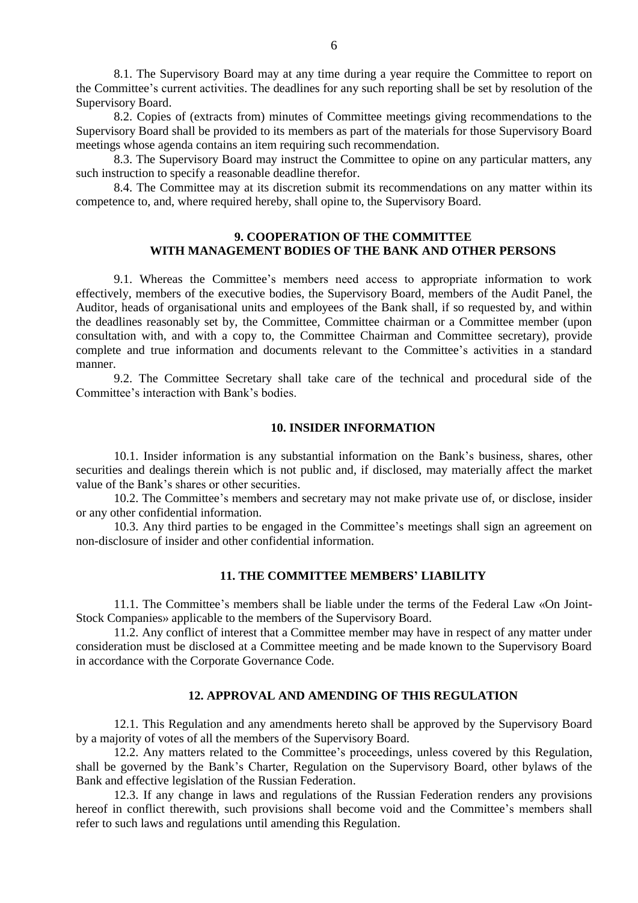8.1. The Supervisory Board may at any time during a year require the Committee to report on the Committee's current activities. The deadlines for any such reporting shall be set by resolution of the Supervisory Board.

8.2. Copies of (extracts from) minutes of Committee meetings giving recommendations to the Supervisory Board shall be provided to its members as part of the materials for those Supervisory Board meetings whose agenda contains an item requiring such recommendation.

8.3. The Supervisory Board may instruct the Committee to opine on any particular matters, any such instruction to specify a reasonable deadline therefor.

8.4. The Committee may at its discretion submit its recommendations on any matter within its competence to, and, where required hereby, shall opine to, the Supervisory Board.

## 9. COOPERATION OF THE COMMITTEE WITH MANAGEMENT BODIES OF THE BANK AND OTHER PERSONS

9.1. Whereas the Committee's members need access to appropriate information to work effectively, members of the executive bodies, the Supervisory Board, members of the Audit Panel, the Auditor, heads of organisational units and employees of the Bank shall, if so requested by, and within the deadlines reasonably set by, the Committee, Committee chairman or a Committee member (upon consultation with, and with a copy to, the Committee Chairman and Committee secretary), provide complete and true information and documents relevant to the Committee's activities in a standard manner.

9.2. The Committee Secretary shall take care of the technical and procedural side of the Committee's interaction with Bank's bodies.

## 10. INSIDER INFORMATION

10.1. Insider information is any substantial information on the Bank's business, shares, other securities and dealings therein which is not public and, if disclosed, may materially affect the market value of the Bank's shares or other securities.

10.2. The Committee's members and secretary may not make private use of, or disclose, insider or any other confidential information.

10.3. Any third parties to be engaged in the Committee's meetings shall sign an agreement on non-disclosure of insider and other confidential information.

## 11. THE COMMITTEE MEMBERS' LIABILITY

11.1. The Committee's members shall be liable under the terms of the Federal Law «On Joint-Stock Companies» applicable to the members of the Supervisory Board.

11.2. Any conflict of interest that a Committee member may have in respect of any matter under consideration must be disclosed at a Committee meeting and be made known to the Supervisory Board in accordance with the Corporate Governance Code.

## 12. APPROVAL AND AMENDING OF THIS REGULATION

12.1. This Regulation and any amendments hereto shall be approved by the Supervisory Board by a majority of votes of all the members of the Supervisory Board.

12.2. Any matters related to the Committee's proceedings, unless covered by this Regulation, shall be governed by the Bank's Charter, Regulation on the Supervisory Board, other bylaws of the Bank and effective legislation of the Russian Federation.

12.3. If any change in laws and regulations of the Russian Federation renders any provisions hereof in conflict therewith, such provisions shall become void and the Committee's members shall refer to such laws and regulations until amending this Regulation.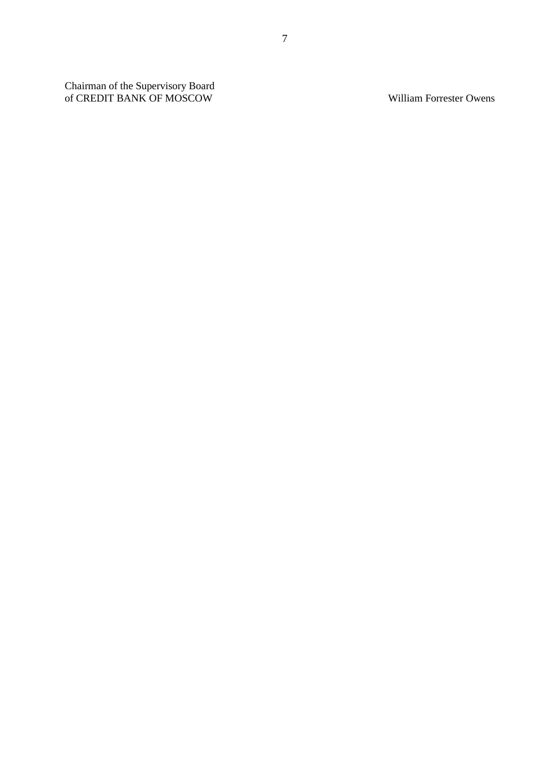Chairman of the Supervisory Board
of CREDIT BANK OF MOSCOW William Forrester Owens